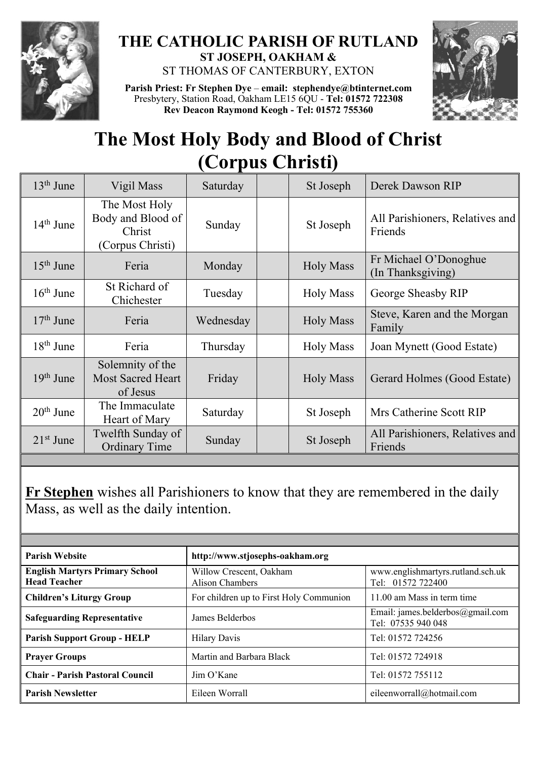# THE CATHOLIC PARISH OF RUTLAND

**ST JOSEPH, OAKHAM &**

ST THOMAS OF CANTERBURY, EXTON

**Parish Priest: Fr Stephen Dye** – **email: stephendye@btinternet.com**
Presbytery, Station Road, Oakham LE15 6QU - **Tel: 01572 722308**
**Rev Deacon Raymond Keogh - Tel: 01572 755360**

# The Most Holy Body and Blood of Christ (Corpus Christi)

| | | | | | |
|---|---|---|---|---|---|
| 13th June | Vigil Mass | Saturday | | St Joseph | Derek Dawson RIP |
| 14th June | The Most Holy Body and Blood of Christ (Corpus Christi) | Sunday | | St Joseph | All Parishioners, Relatives and Friends |
| 15th June | Feria | Monday | | Holy Mass | Fr Michael O'Donoghue (In Thanksgiving) |
| 16th June | St Richard of Chichester | Tuesday | | Holy Mass | George Sheasby RIP |
| 17th June | Feria | Wednesday | | Holy Mass | Steve, Karen and the Morgan Family |
| 18th June | Feria | Thursday | | Holy Mass | Joan Mynett (Good Estate) |
| 19th June | Solemnity of the Most Sacred Heart of Jesus | Friday | | Holy Mass | Gerard Holmes (Good Estate) |
| 20th June | The Immaculate Heart of Mary | Saturday | | St Joseph | Mrs Catherine Scott RIP |
| 21st June | Twelfth Sunday of Ordinary Time | Sunday | | St Joseph | All Parishioners, Relatives and Friends |

**Fr Stephen** wishes all Parishioners to know that they are remembered in the daily Mass, as well as the daily intention.

| | | |
|---|---|---|
| **Parish Website** | **http://www.stjosephs-oakham.org** | |
| **English Martyrs Primary School Head Teacher** | Willow Crescent, Oakham Alison Chambers | www.englishmartyrs.rutland.sch.uk Tel: 01572 722400 |
| **Children's Liturgy Group** | For children up to First Holy Communion | 11.00 am Mass in term time |
| **Safeguarding Representative** | James Belderbos | Email: james.belderbos@gmail.com Tel: 07535 940 048 |
| **Parish Support Group - HELP** | Hilary Davis | Tel: 01572 724256 |
| **Prayer Groups** | Martin and Barbara Black | Tel: 01572 724918 |
| **Chair - Parish Pastoral Council** | Jim O'Kane | Tel: 01572 755112 |
| **Parish Newsletter** | Eileen Worrall | eileenworrall@hotmail.com |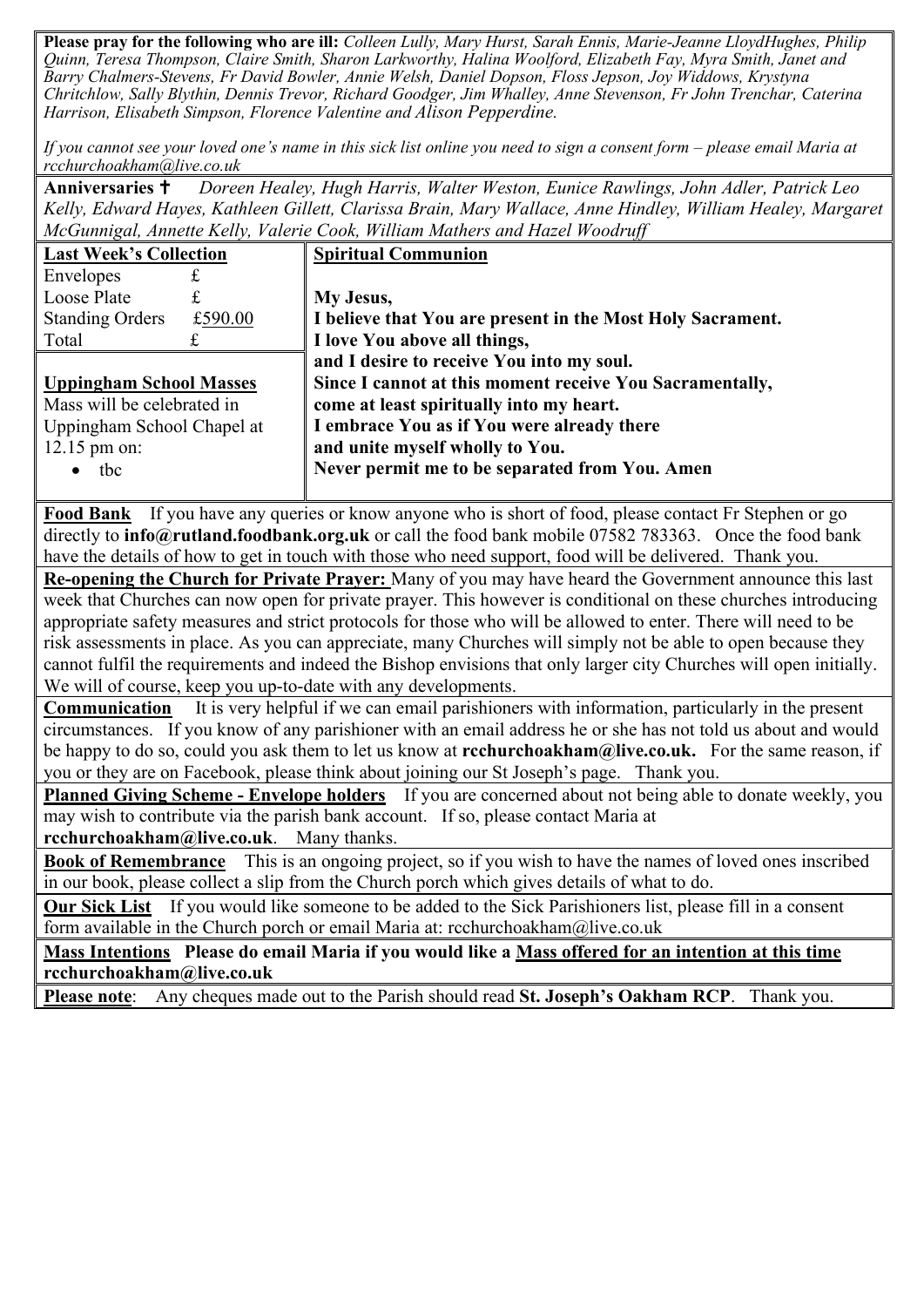**Please pray for the following who are ill:** *Colleen Lully, Mary Hurst, Sarah Ennis, Marie-Jeanne LloydHughes, Philip Quinn, Teresa Thompson, Claire Smith, Sharon Larkworthy, Halina Woolford, Elizabeth Fay, Myra Smith, Janet and Barry Chalmers-Stevens, Fr David Bowler, Annie Welsh, Daniel Dopson, Floss Jepson, Joy Widdows, Krystyna Chritchlow, Sally Blythin, Dennis Trevor, Richard Goodger, Jim Whalley, Anne Stevenson, Fr John Trenchar, Caterina Harrison, Elisabeth Simpson, Florence Valentine and Alison Pepperdine.*

*If you cannot see your loved one's name in this sick list online you need to sign a consent form – please email Maria at rcchurchoakham@live.co.uk*

**Anniversaries ✝** *Doreen Healey, Hugh Harris, Walter Weston, Eunice Rawlings, John Adler, Patrick Leo Kelly, Edward Hayes, Kathleen Gillett, Clarissa Brain, Mary Wallace, Anne Hindley, William Healey, Margaret McGunnigal, Annette Kelly, Valerie Cook, William Mathers and Hazel Woodruff*

**Last Week's Collection**

| | |
|---|---|
| Envelopes | £ |
| Loose Plate | £ |
| Standing Orders | £590.00 |
| Total | £ |

**Uppingham School Masses**

Mass will be celebrated in Uppingham School Chapel at 12.15 pm on:

- tbc

**Spiritual Communion**

**My Jesus,**
**I believe that You are present in the Most Holy Sacrament.**
**I love You above all things,**
**and I desire to receive You into my soul.**
**Since I cannot at this moment receive You Sacramentally,**
**come at least spiritually into my heart.**
**I embrace You as if You were already there**
**and unite myself wholly to You.**
**Never permit me to be separated from You. Amen**

**Food Bank** If you have any queries or know anyone who is short of food, please contact Fr Stephen or go directly to **info@rutland.foodbank.org.uk** or call the food bank mobile 07582 783363. Once the food bank have the details of how to get in touch with those who need support, food will be delivered. Thank you.

**Re-opening the Church for Private Prayer:** Many of you may have heard the Government announce this last week that Churches can now open for private prayer. This however is conditional on these churches introducing appropriate safety measures and strict protocols for those who will be allowed to enter. There will need to be risk assessments in place. As you can appreciate, many Churches will simply not be able to open because they cannot fulfil the requirements and indeed the Bishop envisions that only larger city Churches will open initially. We will of course, keep you up-to-date with any developments.

**Communication** It is very helpful if we can email parishioners with information, particularly in the present circumstances. If you know of any parishioner with an email address he or she has not told us about and would be happy to do so, could you ask them to let us know at **rcchurchoakham@live.co.uk.** For the same reason, if you or they are on Facebook, please think about joining our St Joseph's page. Thank you.

**Planned Giving Scheme - Envelope holders** If you are concerned about not being able to donate weekly, you may wish to contribute via the parish bank account. If so, please contact Maria at **rcchurchoakham@live.co.uk**. Many thanks.

**Book of Remembrance** This is an ongoing project, so if you wish to have the names of loved ones inscribed in our book, please collect a slip from the Church porch which gives details of what to do.

**Our Sick List** If you would like someone to be added to the Sick Parishioners list, please fill in a consent form available in the Church porch or email Maria at: rcchurchoakham@live.co.uk

**Mass Intentions Please do email Maria if you would like a Mass offered for an intention at this time rcchurchoakham@live.co.uk**

**Please note**: Any cheques made out to the Parish should read **St. Joseph's Oakham RCP**. Thank you.